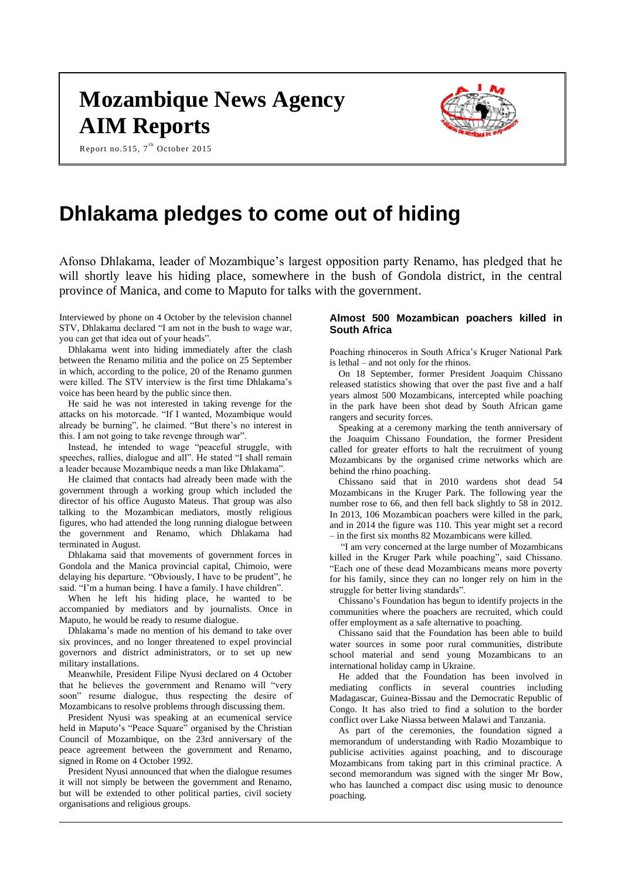# Mozambique News Agency
# AIM Reports

Report no.515, 7th October 2015

# Dhlakama pledges to come out of hiding

Afonso Dhlakama, leader of Mozambique's largest opposition party Renamo, has pledged that he will shortly leave his hiding place, somewhere in the bush of Gondola district, in the central province of Manica, and come to Maputo for talks with the government.

Interviewed by phone on 4 October by the television channel STV, Dhlakama declared "I am not in the bush to wage war, you can get that idea out of your heads".

Dhlakama went into hiding immediately after the clash between the Renamo militia and the police on 25 September in which, according to the police, 20 of the Renamo gunmen were killed. The STV interview is the first time Dhlakama's voice has been heard by the public since then.

He said he was not interested in taking revenge for the attacks on his motorcade. "If I wanted, Mozambique would already be burning", he claimed. "But there's no interest in this. I am not going to take revenge through war".

Instead, he intended to wage "peaceful struggle, with speeches, rallies, dialogue and all". He stated "I shall remain a leader because Mozambique needs a man like Dhlakama".

He claimed that contacts had already been made with the government through a working group which included the director of his office Augusto Mateus. That group was also talking to the Mozambican mediators, mostly religious figures, who had attended the long running dialogue between the government and Renamo, which Dhlakama had terminated in August.

Dhlakama said that movements of government forces in Gondola and the Manica provincial capital, Chimoio, were delaying his departure. "Obviously, I have to be prudent", he said. "I'm a human being. I have a family. I have children".

When he left his hiding place, he wanted to be accompanied by mediators and by journalists. Once in Maputo, he would be ready to resume dialogue.

Dhlakama's made no mention of his demand to take over six provinces, and no longer threatened to expel provincial governors and district administrators, or to set up new military installations.

Meanwhile, President Filipe Nyusi declared on 4 October that he believes the government and Renamo will "very soon" resume dialogue, thus respecting the desire of Mozambicans to resolve problems through discussing them.

President Nyusi was speaking at an ecumenical service held in Maputo's "Peace Square" organised by the Christian Council of Mozambique, on the 23rd anniversary of the peace agreement between the government and Renamo, signed in Rome on 4 October 1992.

President Nyusi announced that when the dialogue resumes it will not simply be between the government and Renamo, but will be extended to other political parties, civil society organisations and religious groups.

## Almost 500 Mozambican poachers killed in South Africa

Poaching rhinoceros in South Africa's Kruger National Park is lethal – and not only for the rhinos.

On 18 September, former President Joaquim Chissano released statistics showing that over the past five and a half years almost 500 Mozambicans, intercepted while poaching in the park have been shot dead by South African game rangers and security forces.

Speaking at a ceremony marking the tenth anniversary of the Joaquim Chissano Foundation, the former President called for greater efforts to halt the recruitment of young Mozambicans by the organised crime networks which are behind the rhino poaching.

Chissano said that in 2010 wardens shot dead 54 Mozambicans in the Kruger Park. The following year the number rose to 66, and then fell back slightly to 58 in 2012. In 2013, 106 Mozambican poachers were killed in the park, and in 2014 the figure was 110. This year might set a record – in the first six months 82 Mozambicans were killed.

"I am very concerned at the large number of Mozambicans killed in the Kruger Park while poaching", said Chissano. "Each one of these dead Mozambicans means more poverty for his family, since they can no longer rely on him in the struggle for better living standards".

Chissano's Foundation has begun to identify projects in the communities where the poachers are recruited, which could offer employment as a safe alternative to poaching.

Chissano said that the Foundation has been able to build water sources in some poor rural communities, distribute school material and send young Mozambicans to an international holiday camp in Ukraine.

He added that the Foundation has been involved in mediating conflicts in several countries including Madagascar, Guinea-Bissau and the Democratic Republic of Congo. It has also tried to find a solution to the border conflict over Lake Niassa between Malawi and Tanzania.

As part of the ceremonies, the foundation signed a memorandum of understanding with Radio Mozambique to publicise activities against poaching, and to discourage Mozambicans from taking part in this criminal practice. A second memorandum was signed with the singer Mr Bow, who has launched a compact disc using music to denounce poaching.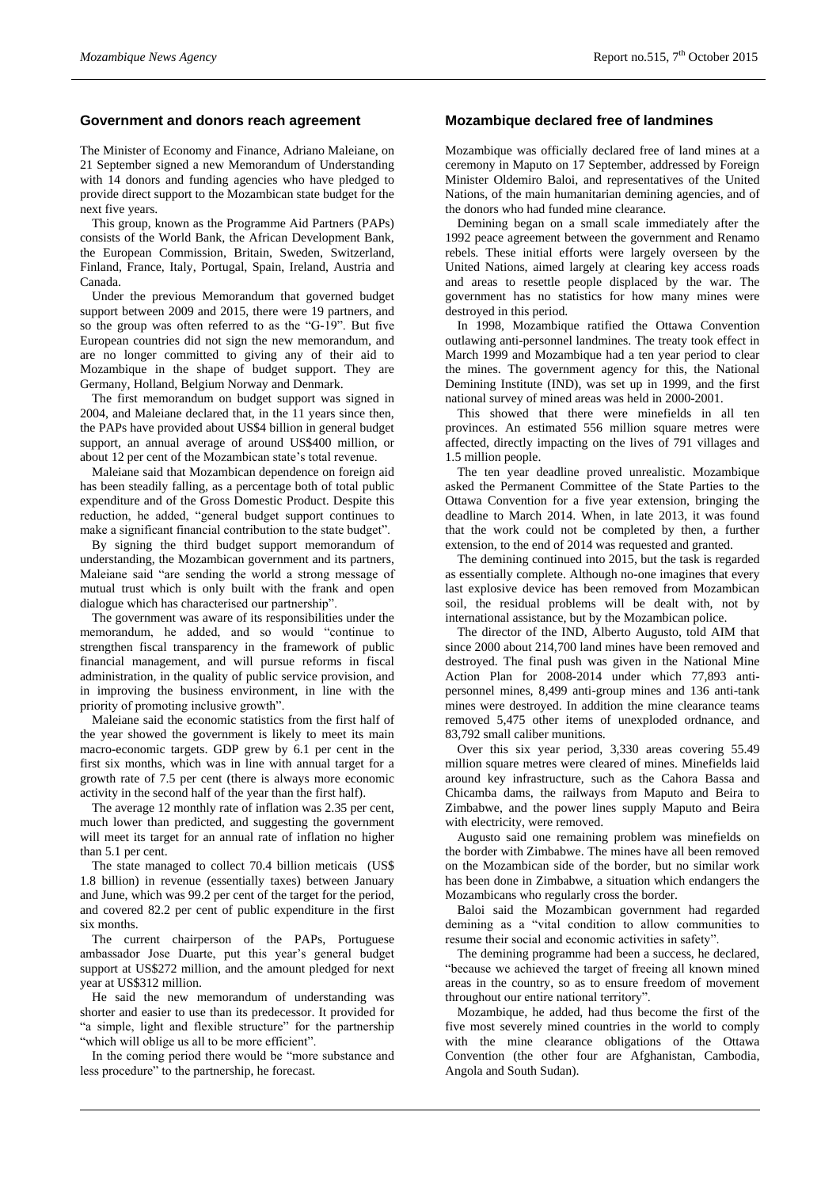## Government and donors reach agreement

The Minister of Economy and Finance, Adriano Maleiane, on 21 September signed a new Memorandum of Understanding with 14 donors and funding agencies who have pledged to provide direct support to the Mozambican state budget for the next five years.

This group, known as the Programme Aid Partners (PAPs) consists of the World Bank, the African Development Bank, the European Commission, Britain, Sweden, Switzerland, Finland, France, Italy, Portugal, Spain, Ireland, Austria and Canada.

Under the previous Memorandum that governed budget support between 2009 and 2015, there were 19 partners, and so the group was often referred to as the "G-19". But five European countries did not sign the new memorandum, and are no longer committed to giving any of their aid to Mozambique in the shape of budget support. They are Germany, Holland, Belgium Norway and Denmark.

The first memorandum on budget support was signed in 2004, and Maleiane declared that, in the 11 years since then, the PAPs have provided about US$4 billion in general budget support, an annual average of around US$400 million, or about 12 per cent of the Mozambican state's total revenue.

Maleiane said that Mozambican dependence on foreign aid has been steadily falling, as a percentage both of total public expenditure and of the Gross Domestic Product. Despite this reduction, he added, "general budget support continues to make a significant financial contribution to the state budget".

By signing the third budget support memorandum of understanding, the Mozambican government and its partners, Maleiane said "are sending the world a strong message of mutual trust which is only built with the frank and open dialogue which has characterised our partnership".

The government was aware of its responsibilities under the memorandum, he added, and so would "continue to strengthen fiscal transparency in the framework of public financial management, and will pursue reforms in fiscal administration, in the quality of public service provision, and in improving the business environment, in line with the priority of promoting inclusive growth".

Maleiane said the economic statistics from the first half of the year showed the government is likely to meet its main macro-economic targets. GDP grew by 6.1 per cent in the first six months, which was in line with annual target for a growth rate of 7.5 per cent (there is always more economic activity in the second half of the year than the first half).

The average 12 monthly rate of inflation was 2.35 per cent, much lower than predicted, and suggesting the government will meet its target for an annual rate of inflation no higher than 5.1 per cent.

The state managed to collect 70.4 billion meticais (US$ 1.8 billion) in revenue (essentially taxes) between January and June, which was 99.2 per cent of the target for the period, and covered 82.2 per cent of public expenditure in the first six months.

The current chairperson of the PAPs, Portuguese ambassador Jose Duarte, put this year's general budget support at US$272 million, and the amount pledged for next year at US$312 million.

He said the new memorandum of understanding was shorter and easier to use than its predecessor. It provided for "a simple, light and flexible structure" for the partnership "which will oblige us all to be more efficient".

In the coming period there would be "more substance and less procedure" to the partnership, he forecast.

## Mozambique declared free of landmines

Mozambique was officially declared free of land mines at a ceremony in Maputo on 17 September, addressed by Foreign Minister Oldemiro Baloi, and representatives of the United Nations, of the main humanitarian demining agencies, and of the donors who had funded mine clearance.

Demining began on a small scale immediately after the 1992 peace agreement between the government and Renamo rebels. These initial efforts were largely overseen by the United Nations, aimed largely at clearing key access roads and areas to resettle people displaced by the war. The government has no statistics for how many mines were destroyed in this period.

In 1998, Mozambique ratified the Ottawa Convention outlawing anti-personnel landmines. The treaty took effect in March 1999 and Mozambique had a ten year period to clear the mines. The government agency for this, the National Demining Institute (IND), was set up in 1999, and the first national survey of mined areas was held in 2000-2001.

This showed that there were minefields in all ten provinces. An estimated 556 million square metres were affected, directly impacting on the lives of 791 villages and 1.5 million people.

The ten year deadline proved unrealistic. Mozambique asked the Permanent Committee of the State Parties to the Ottawa Convention for a five year extension, bringing the deadline to March 2014. When, in late 2013, it was found that the work could not be completed by then, a further extension, to the end of 2014 was requested and granted.

The demining continued into 2015, but the task is regarded as essentially complete. Although no-one imagines that every last explosive device has been removed from Mozambican soil, the residual problems will be dealt with, not by international assistance, but by the Mozambican police.

The director of the IND, Alberto Augusto, told AIM that since 2000 about 214,700 land mines have been removed and destroyed. The final push was given in the National Mine Action Plan for 2008-2014 under which 77,893 anti-personnel mines, 8,499 anti-group mines and 136 anti-tank mines were destroyed. In addition the mine clearance teams removed 5,475 other items of unexploded ordnance, and 83,792 small caliber munitions.

Over this six year period, 3,330 areas covering 55.49 million square metres were cleared of mines. Minefields laid around key infrastructure, such as the Cahora Bassa and Chicamba dams, the railways from Maputo and Beira to Zimbabwe, and the power lines supply Maputo and Beira with electricity, were removed.

Augusto said one remaining problem was minefields on the border with Zimbabwe. The mines have all been removed on the Mozambican side of the border, but no similar work has been done in Zimbabwe, a situation which endangers the Mozambicans who regularly cross the border.

Baloi said the Mozambican government had regarded demining as a "vital condition to allow communities to resume their social and economic activities in safety".

The demining programme had been a success, he declared, "because we achieved the target of freeing all known mined areas in the country, so as to ensure freedom of movement throughout our entire national territory".

Mozambique, he added, had thus become the first of the five most severely mined countries in the world to comply with the mine clearance obligations of the Ottawa Convention (the other four are Afghanistan, Cambodia, Angola and South Sudan).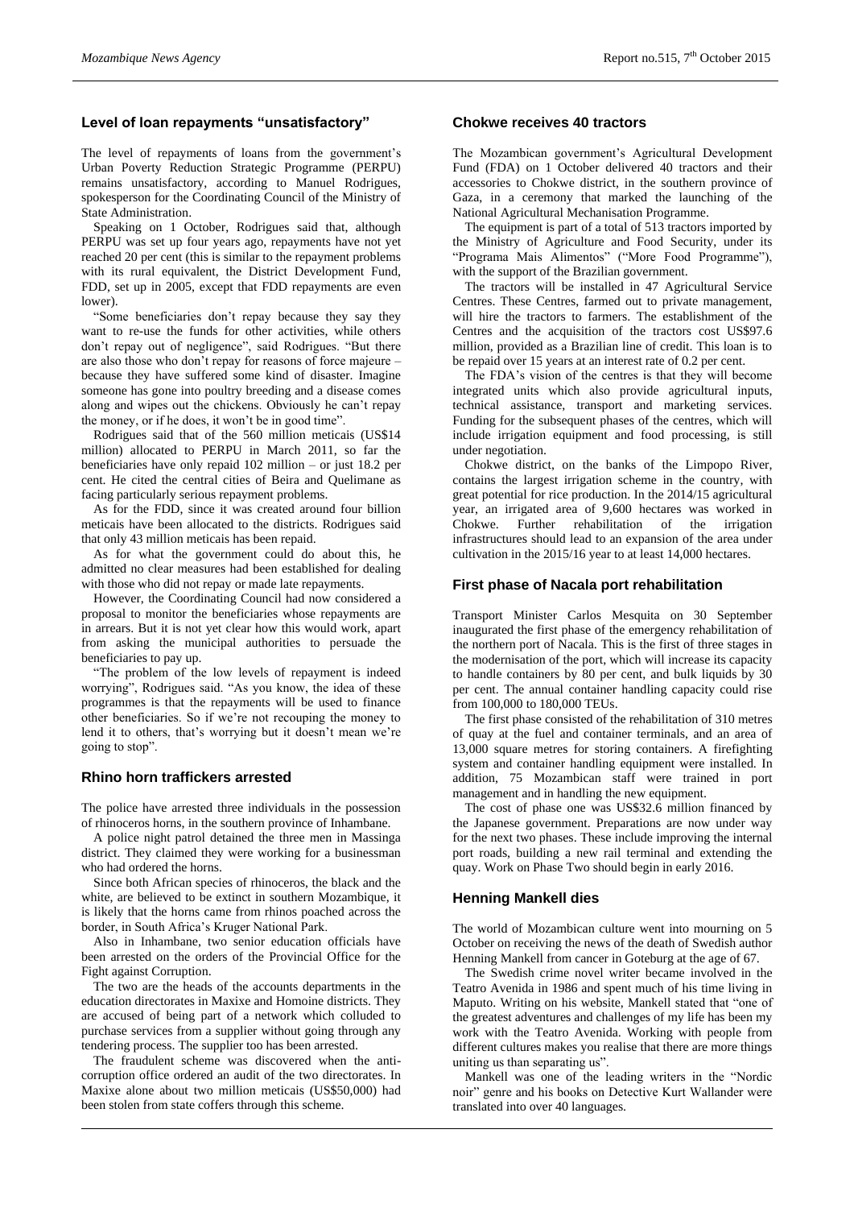## Level of loan repayments "unsatisfactory"

The level of repayments of loans from the government's Urban Poverty Reduction Strategic Programme (PERPU) remains unsatisfactory, according to Manuel Rodrigues, spokesperson for the Coordinating Council of the Ministry of State Administration.

Speaking on 1 October, Rodrigues said that, although PERPU was set up four years ago, repayments have not yet reached 20 per cent (this is similar to the repayment problems with its rural equivalent, the District Development Fund, FDD, set up in 2005, except that FDD repayments are even lower).

"Some beneficiaries don't repay because they say they want to re-use the funds for other activities, while others don't repay out of negligence", said Rodrigues. "But there are also those who don't repay for reasons of force majeure – because they have suffered some kind of disaster. Imagine someone has gone into poultry breeding and a disease comes along and wipes out the chickens. Obviously he can't repay the money, or if he does, it won't be in good time".

Rodrigues said that of the 560 million meticais (US$14 million) allocated to PERPU in March 2011, so far the beneficiaries have only repaid 102 million – or just 18.2 per cent. He cited the central cities of Beira and Quelimane as facing particularly serious repayment problems.

As for the FDD, since it was created around four billion meticais have been allocated to the districts. Rodrigues said that only 43 million meticais has been repaid.

As for what the government could do about this, he admitted no clear measures had been established for dealing with those who did not repay or made late repayments.

However, the Coordinating Council had now considered a proposal to monitor the beneficiaries whose repayments are in arrears. But it is not yet clear how this would work, apart from asking the municipal authorities to persuade the beneficiaries to pay up.

"The problem of the low levels of repayment is indeed worrying", Rodrigues said. "As you know, the idea of these programmes is that the repayments will be used to finance other beneficiaries. So if we're not recouping the money to lend it to others, that's worrying but it doesn't mean we're going to stop".

## Rhino horn traffickers arrested

The police have arrested three individuals in the possession of rhinoceros horns, in the southern province of Inhambane.

A police night patrol detained the three men in Massinga district. They claimed they were working for a businessman who had ordered the horns.

Since both African species of rhinoceros, the black and the white, are believed to be extinct in southern Mozambique, it is likely that the horns came from rhinos poached across the border, in South Africa's Kruger National Park.

Also in Inhambane, two senior education officials have been arrested on the orders of the Provincial Office for the Fight against Corruption.

The two are the heads of the accounts departments in the education directorates in Maxixe and Homoine districts. They are accused of being part of a network which colluded to purchase services from a supplier without going through any tendering process. The supplier too has been arrested.

The fraudulent scheme was discovered when the anti-corruption office ordered an audit of the two directorates. In Maxixe alone about two million meticais (US$50,000) had been stolen from state coffers through this scheme.

## Chokwe receives 40 tractors

The Mozambican government's Agricultural Development Fund (FDA) on 1 October delivered 40 tractors and their accessories to Chokwe district, in the southern province of Gaza, in a ceremony that marked the launching of the National Agricultural Mechanisation Programme.

The equipment is part of a total of 513 tractors imported by the Ministry of Agriculture and Food Security, under its "Programa Mais Alimentos" ("More Food Programme"), with the support of the Brazilian government.

The tractors will be installed in 47 Agricultural Service Centres. These Centres, farmed out to private management, will hire the tractors to farmers. The establishment of the Centres and the acquisition of the tractors cost US$97.6 million, provided as a Brazilian line of credit. This loan is to be repaid over 15 years at an interest rate of 0.2 per cent.

The FDA's vision of the centres is that they will become integrated units which also provide agricultural inputs, technical assistance, transport and marketing services. Funding for the subsequent phases of the centres, which will include irrigation equipment and food processing, is still under negotiation.

Chokwe district, on the banks of the Limpopo River, contains the largest irrigation scheme in the country, with great potential for rice production. In the 2014/15 agricultural year, an irrigated area of 9,600 hectares was worked in Chokwe. Further rehabilitation of the irrigation infrastructures should lead to an expansion of the area under cultivation in the 2015/16 year to at least 14,000 hectares.

## First phase of Nacala port rehabilitation

Transport Minister Carlos Mesquita on 30 September inaugurated the first phase of the emergency rehabilitation of the northern port of Nacala. This is the first of three stages in the modernisation of the port, which will increase its capacity to handle containers by 80 per cent, and bulk liquids by 30 per cent. The annual container handling capacity could rise from 100,000 to 180,000 TEUs.

The first phase consisted of the rehabilitation of 310 metres of quay at the fuel and container terminals, and an area of 13,000 square metres for storing containers. A firefighting system and container handling equipment were installed. In addition, 75 Mozambican staff were trained in port management and in handling the new equipment.

The cost of phase one was US$32.6 million financed by the Japanese government. Preparations are now under way for the next two phases. These include improving the internal port roads, building a new rail terminal and extending the quay. Work on Phase Two should begin in early 2016.

## Henning Mankell dies

The world of Mozambican culture went into mourning on 5 October on receiving the news of the death of Swedish author Henning Mankell from cancer in Goteburg at the age of 67.

The Swedish crime novel writer became involved in the Teatro Avenida in 1986 and spent much of his time living in Maputo. Writing on his website, Mankell stated that "one of the greatest adventures and challenges of my life has been my work with the Teatro Avenida. Working with people from different cultures makes you realise that there are more things uniting us than separating us".

Mankell was one of the leading writers in the "Nordic noir" genre and his books on Detective Kurt Wallander were translated into over 40 languages.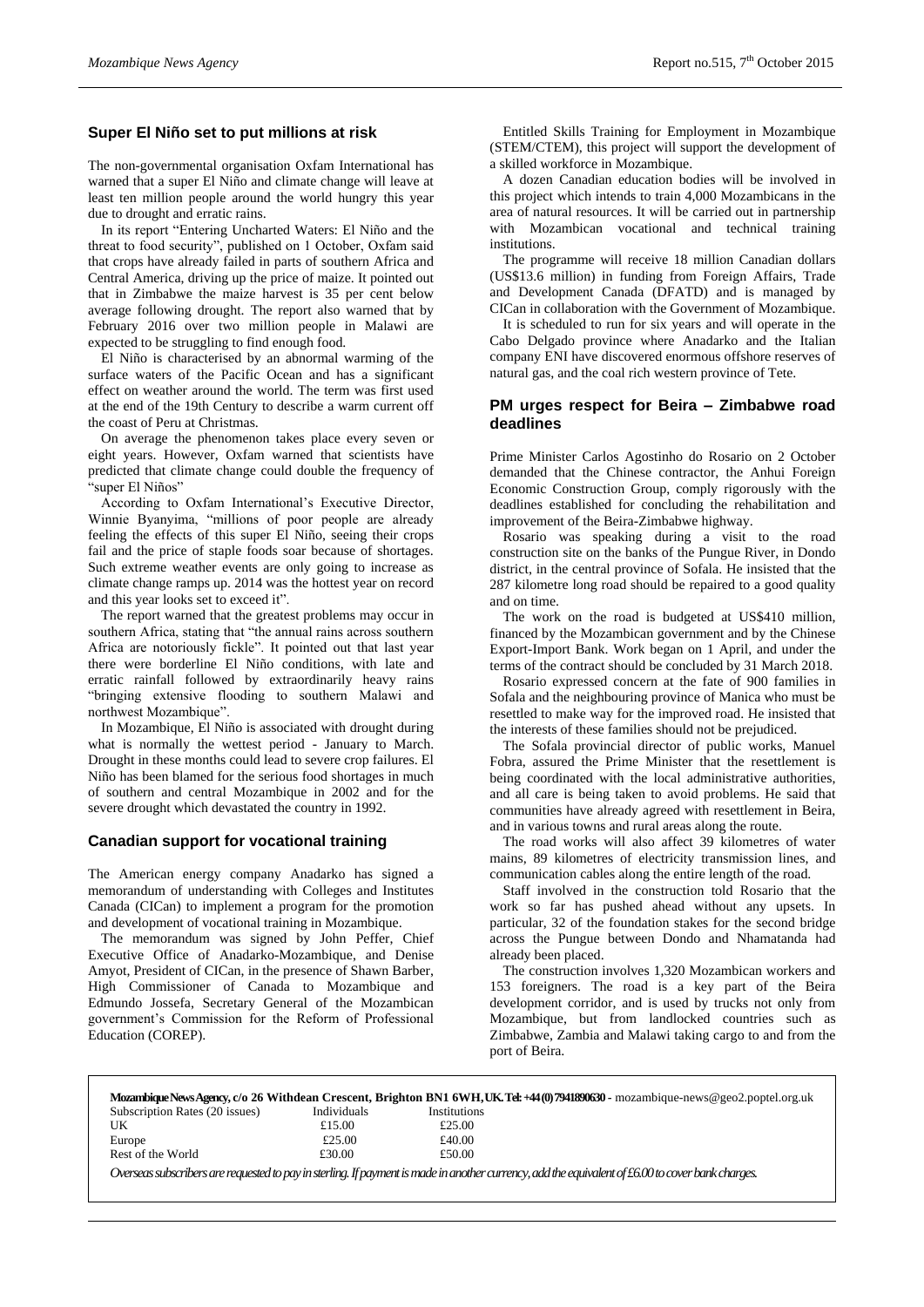## Super El Niño set to put millions at risk

The non-governmental organisation Oxfam International has warned that a super El Niño and climate change will leave at least ten million people around the world hungry this year due to drought and erratic rains.

In its report "Entering Uncharted Waters: El Niño and the threat to food security", published on 1 October, Oxfam said that crops have already failed in parts of southern Africa and Central America, driving up the price of maize. It pointed out that in Zimbabwe the maize harvest is 35 per cent below average following drought. The report also warned that by February 2016 over two million people in Malawi are expected to be struggling to find enough food.

El Niño is characterised by an abnormal warming of the surface waters of the Pacific Ocean and has a significant effect on weather around the world. The term was first used at the end of the 19th Century to describe a warm current off the coast of Peru at Christmas.

On average the phenomenon takes place every seven or eight years. However, Oxfam warned that scientists have predicted that climate change could double the frequency of "super El Niños"

According to Oxfam International's Executive Director, Winnie Byanyima, "millions of poor people are already feeling the effects of this super El Niño, seeing their crops fail and the price of staple foods soar because of shortages. Such extreme weather events are only going to increase as climate change ramps up. 2014 was the hottest year on record and this year looks set to exceed it".

The report warned that the greatest problems may occur in southern Africa, stating that "the annual rains across southern Africa are notoriously fickle". It pointed out that last year there were borderline El Niño conditions, with late and erratic rainfall followed by extraordinarily heavy rains "bringing extensive flooding to southern Malawi and northwest Mozambique".

In Mozambique, El Niño is associated with drought during what is normally the wettest period - January to March. Drought in these months could lead to severe crop failures. El Niño has been blamed for the serious food shortages in much of southern and central Mozambique in 2002 and for the severe drought which devastated the country in 1992.

## Canadian support for vocational training

The American energy company Anadarko has signed a memorandum of understanding with Colleges and Institutes Canada (CICan) to implement a program for the promotion and development of vocational training in Mozambique.

The memorandum was signed by John Peffer, Chief Executive Office of Anadarko-Mozambique, and Denise Amyot, President of CICan, in the presence of Shawn Barber, High Commissioner of Canada to Mozambique and Edmundo Jossefa, Secretary General of the Mozambican government's Commission for the Reform of Professional Education (COREP).

Entitled Skills Training for Employment in Mozambique (STEM/CTEM), this project will support the development of a skilled workforce in Mozambique.

A dozen Canadian education bodies will be involved in this project which intends to train 4,000 Mozambicans in the area of natural resources. It will be carried out in partnership with Mozambican vocational and technical training institutions.

The programme will receive 18 million Canadian dollars (US$13.6 million) in funding from Foreign Affairs, Trade and Development Canada (DFATD) and is managed by CICan in collaboration with the Government of Mozambique.

It is scheduled to run for six years and will operate in the Cabo Delgado province where Anadarko and the Italian company ENI have discovered enormous offshore reserves of natural gas, and the coal rich western province of Tete.

## PM urges respect for Beira – Zimbabwe road deadlines

Prime Minister Carlos Agostinho do Rosario on 2 October demanded that the Chinese contractor, the Anhui Foreign Economic Construction Group, comply rigorously with the deadlines established for concluding the rehabilitation and improvement of the Beira-Zimbabwe highway.

Rosario was speaking during a visit to the road construction site on the banks of the Pungue River, in Dondo district, in the central province of Sofala. He insisted that the 287 kilometre long road should be repaired to a good quality and on time.

The work on the road is budgeted at US$410 million, financed by the Mozambican government and by the Chinese Export-Import Bank. Work began on 1 April, and under the terms of the contract should be concluded by 31 March 2018.

Rosario expressed concern at the fate of 900 families in Sofala and the neighbouring province of Manica who must be resettled to make way for the improved road. He insisted that the interests of these families should not be prejudiced.

The Sofala provincial director of public works, Manuel Fobra, assured the Prime Minister that the resettlement is being coordinated with the local administrative authorities, and all care is being taken to avoid problems. He said that communities have already agreed with resettlement in Beira, and in various towns and rural areas along the route.

The road works will also affect 39 kilometres of water mains, 89 kilometres of electricity transmission lines, and communication cables along the entire length of the road.

Staff involved in the construction told Rosario that the work so far has pushed ahead without any upsets. In particular, 32 of the foundation stakes for the second bridge across the Pungue between Dondo and Nhamatanda had already been placed.

The construction involves 1,320 Mozambican workers and 153 foreigners. The road is a key part of the Beira development corridor, and is used by trucks not only from Mozambique, but from landlocked countries such as Zimbabwe, Zambia and Malawi taking cargo to and from the port of Beira.

**Mozambique News Agency, c/o 26 Withdean Crescent, Brighton BN1 6WH, UK. Tel: +44 (0) 7941890630** - mozambique-news@geo2.poptel.org.uk

| Subscription Rates (20 issues) | Individuals | Institutions |
|---|---|---|
| UK | £15.00 | £25.00 |
| Europe | £25.00 | £40.00 |
| Rest of the World | £30.00 | £50.00 |

*Overseas subscribers are requested to pay in sterling. If payment is made in another currency, add the equivalent of £6.00 to cover bank charges.*